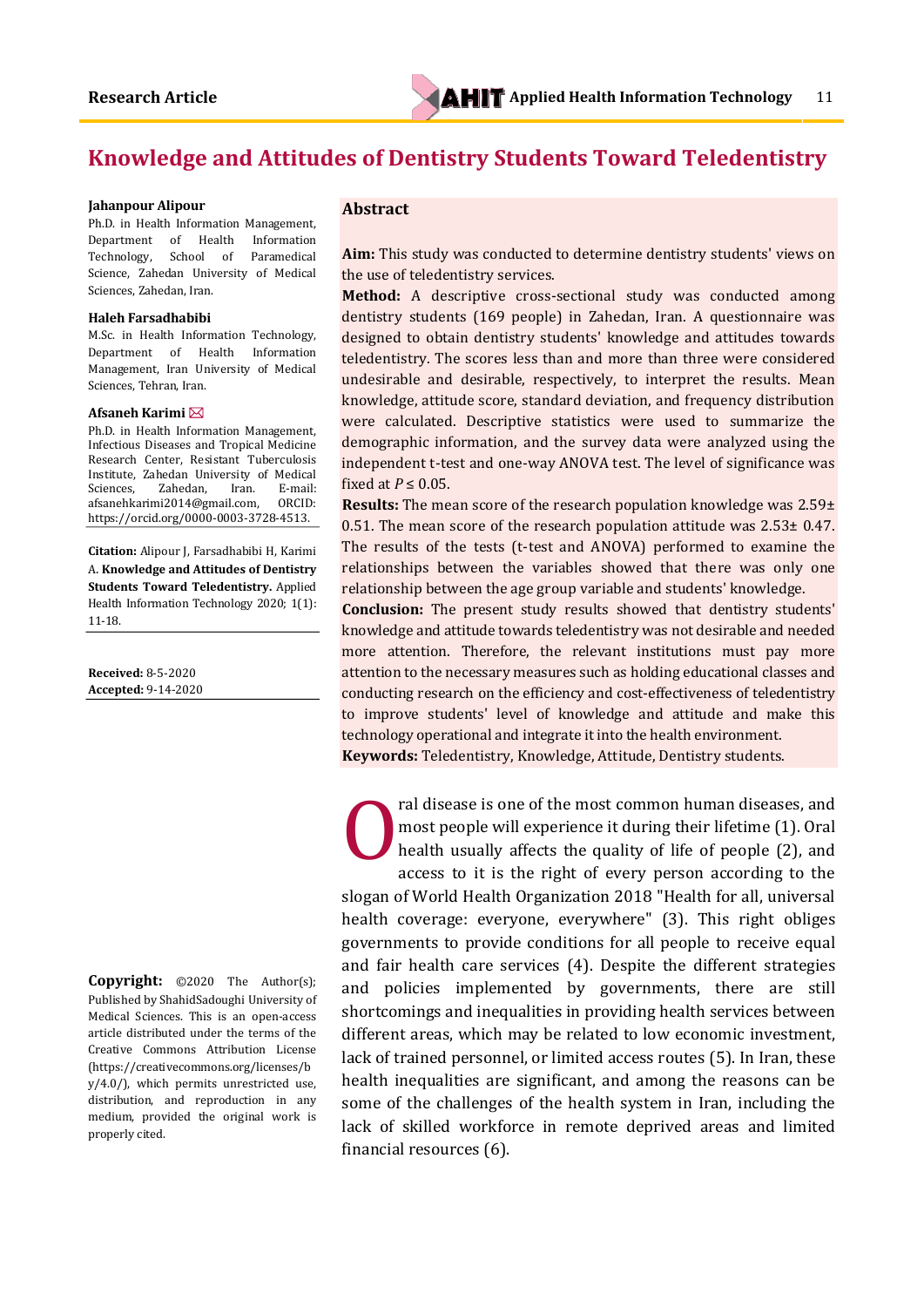Research Article

# Knowledge and Attitudes of Dentistry Students Toward Teledentistry

**Jahanpour Alipour**
Ph.D. in Health Information Management, Department of Health Information Technology, School of Paramedical Science, Zahedan University of Medical Sciences, Zahedan, Iran.

**Haleh Farsadhabibi**
M.Sc. in Health Information Technology, Department of Health Information Management, Iran University of Medical Sciences, Tehran, Iran.

**Afsaneh Karimi** ✉
Ph.D. in Health Information Management, Infectious Diseases and Tropical Medicine Research Center, Resistant Tuberculosis Institute, Zahedan University of Medical Sciences, Zahedan, Iran. E-mail: afsanehkarimi2014@gmail.com, ORCID: https://orcid.org/0000-0003-3728-4513.

**Citation:** Alipour J, Farsadhabibi H, Karimi A. **Knowledge and Attitudes of Dentistry Students Toward Teledentistry.** Applied Health Information Technology 2020; 1(1): 11-18.

**Received:** 8-5-2020
**Accepted:** 9-14-2020

**Copyright:** ©2020 The Author(s); Published by ShahidSadoughi University of Medical Sciences. This is an open-access article distributed under the terms of the Creative Commons Attribution License (https://creativecommons.org/licenses/by/4.0/), which permits unrestricted use, distribution, and reproduction in any medium, provided the original work is properly cited.

## Abstract

**Aim:** This study was conducted to determine dentistry students' views on the use of teledentistry services.

**Method:** A descriptive cross-sectional study was conducted among dentistry students (169 people) in Zahedan, Iran. A questionnaire was designed to obtain dentistry students' knowledge and attitudes towards teledentistry. The scores less than and more than three were considered undesirable and desirable, respectively, to interpret the results. Mean knowledge, attitude score, standard deviation, and frequency distribution were calculated. Descriptive statistics were used to summarize the demographic information, and the survey data were analyzed using the independent t-test and one-way ANOVA test. The level of significance was fixed at $P \leq 0.05$.

**Results:** The mean score of the research population knowledge was 2.59± 0.51. The mean score of the research population attitude was 2.53± 0.47. The results of the tests (t-test and ANOVA) performed to examine the relationships between the variables showed that there was only one relationship between the age group variable and students' knowledge.

**Conclusion:** The present study results showed that dentistry students' knowledge and attitude towards teledentistry was not desirable and needed more attention. Therefore, the relevant institutions must pay more attention to the necessary measures such as holding educational classes and conducting research on the efficiency and cost-effectiveness of teledentistry to improve students' level of knowledge and attitude and make this technology operational and integrate it into the health environment.

**Keywords:** Teledentistry, Knowledge, Attitude, Dentistry students.

Oral disease is one of the most common human diseases, and most people will experience it during their lifetime (1). Oral health usually affects the quality of life of people (2), and access to it is the right of every person according to the slogan of World Health Organization 2018 "Health for all, universal health coverage: everyone, everywhere" (3). This right obliges governments to provide conditions for all people to receive equal and fair health care services (4). Despite the different strategies and policies implemented by governments, there are still shortcomings and inequalities in providing health services between different areas, which may be related to low economic investment, lack of trained personnel, or limited access routes (5). In Iran, these health inequalities are significant, and among the reasons can be some of the challenges of the health system in Iran, including the lack of skilled workforce in remote deprived areas and limited financial resources (6).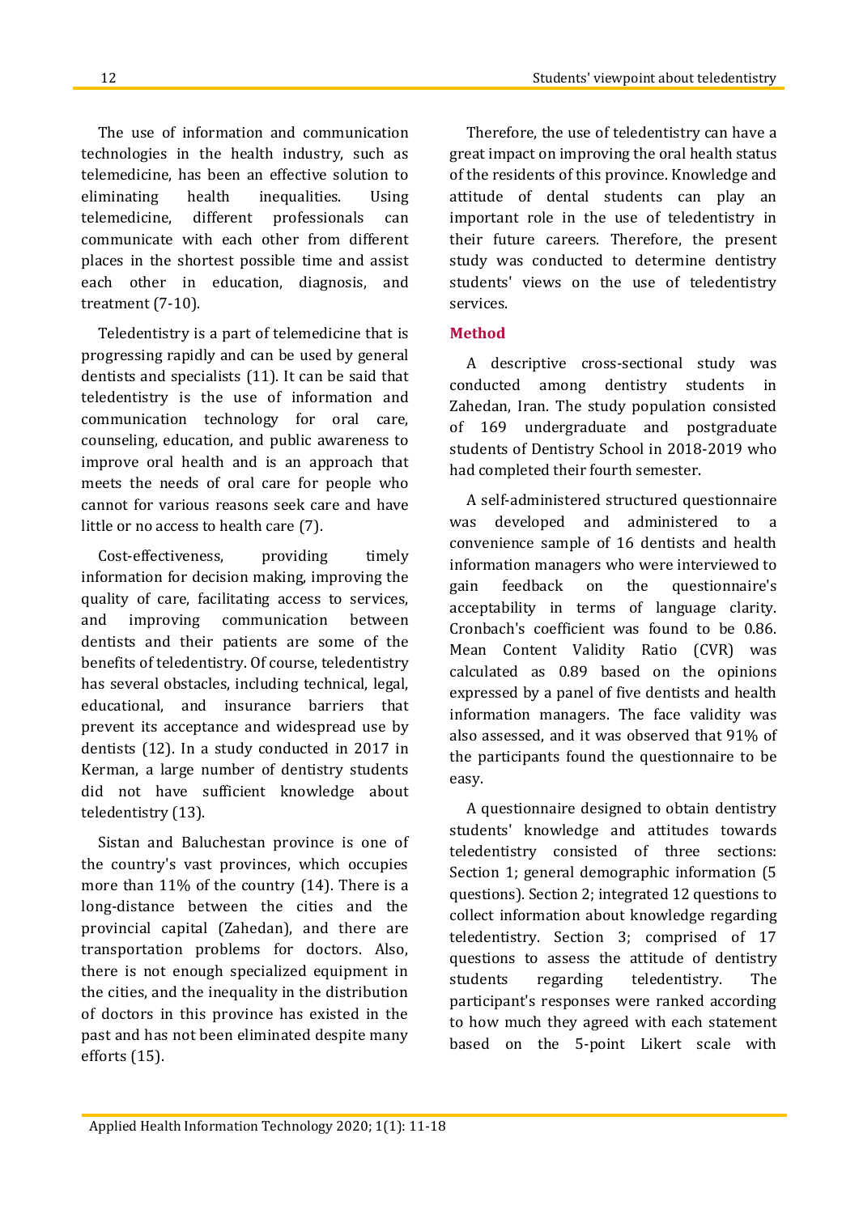The use of information and communication technologies in the health industry, such as telemedicine, has been an effective solution to eliminating health inequalities. Using telemedicine, different professionals can communicate with each other from different places in the shortest possible time and assist each other in education, diagnosis, and treatment (7-10).

Teledentistry is a part of telemedicine that is progressing rapidly and can be used by general dentists and specialists (11). It can be said that teledentistry is the use of information and communication technology for oral care, counseling, education, and public awareness to improve oral health and is an approach that meets the needs of oral care for people who cannot for various reasons seek care and have little or no access to health care (7).

Cost-effectiveness, providing timely information for decision making, improving the quality of care, facilitating access to services, and improving communication between dentists and their patients are some of the benefits of teledentistry. Of course, teledentistry has several obstacles, including technical, legal, educational, and insurance barriers that prevent its acceptance and widespread use by dentists (12). In a study conducted in 2017 in Kerman, a large number of dentistry students did not have sufficient knowledge about teledentistry (13).

Sistan and Baluchestan province is one of the country's vast provinces, which occupies more than 11% of the country (14). There is a long-distance between the cities and the provincial capital (Zahedan), and there are transportation problems for doctors. Also, there is not enough specialized equipment in the cities, and the inequality in the distribution of doctors in this province has existed in the past and has not been eliminated despite many efforts (15).

Therefore, the use of teledentistry can have a great impact on improving the oral health status of the residents of this province. Knowledge and attitude of dental students can play an important role in the use of teledentistry in their future careers. Therefore, the present study was conducted to determine dentistry students' views on the use of teledentistry services.

## Method

A descriptive cross-sectional study was conducted among dentistry students in Zahedan, Iran. The study population consisted of 169 undergraduate and postgraduate students of Dentistry School in 2018-2019 who had completed their fourth semester.

A self-administered structured questionnaire was developed and administered to a convenience sample of 16 dentists and health information managers who were interviewed to gain feedback on the questionnaire's acceptability in terms of language clarity. Cronbach's coefficient was found to be 0.86. Mean Content Validity Ratio (CVR) was calculated as 0.89 based on the opinions expressed by a panel of five dentists and health information managers. The face validity was also assessed, and it was observed that 91% of the participants found the questionnaire to be easy.

A questionnaire designed to obtain dentistry students' knowledge and attitudes towards teledentistry consisted of three sections: Section 1; general demographic information (5 questions). Section 2; integrated 12 questions to collect information about knowledge regarding teledentistry. Section 3; comprised of 17 questions to assess the attitude of dentistry students regarding teledentistry. The participant's responses were ranked according to how much they agreed with each statement based on the 5-point Likert scale with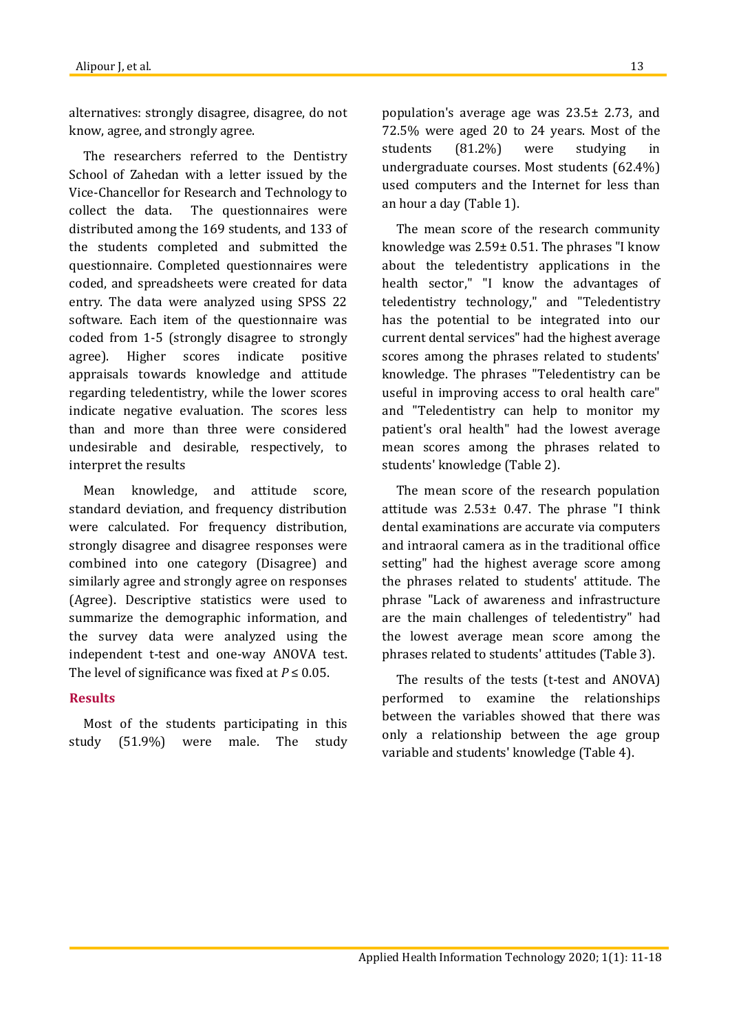alternatives: strongly disagree, disagree, do not know, agree, and strongly agree.

The researchers referred to the Dentistry School of Zahedan with a letter issued by the Vice-Chancellor for Research and Technology to collect the data. The questionnaires were distributed among the 169 students, and 133 of the students completed and submitted the questionnaire. Completed questionnaires were coded, and spreadsheets were created for data entry. The data were analyzed using SPSS 22 software. Each item of the questionnaire was coded from 1-5 (strongly disagree to strongly agree). Higher scores indicate positive appraisals towards knowledge and attitude regarding teledentistry, while the lower scores indicate negative evaluation. The scores less than and more than three were considered undesirable and desirable, respectively, to interpret the results

Mean knowledge, and attitude score, standard deviation, and frequency distribution were calculated. For frequency distribution, strongly disagree and disagree responses were combined into one category (Disagree) and similarly agree and strongly agree on responses (Agree). Descriptive statistics were used to summarize the demographic information, and the survey data were analyzed using the independent t-test and one-way ANOVA test. The level of significance was fixed at $P \leq 0.05$.

## Results

Most of the students participating in this study (51.9%) were male. The study population's average age was 23.5± 2.73, and 72.5% were aged 20 to 24 years. Most of the students (81.2%) were studying in undergraduate courses. Most students (62.4%) used computers and the Internet for less than an hour a day (Table 1).

The mean score of the research community knowledge was 2.59± 0.51. The phrases "I know about the teledentistry applications in the health sector," "I know the advantages of teledentistry technology," and "Teledentistry has the potential to be integrated into our current dental services" had the highest average scores among the phrases related to students' knowledge. The phrases "Teledentistry can be useful in improving access to oral health care" and "Teledentistry can help to monitor my patient's oral health" had the lowest average mean scores among the phrases related to students' knowledge (Table 2).

The mean score of the research population attitude was 2.53± 0.47. The phrase "I think dental examinations are accurate via computers and intraoral camera as in the traditional office setting" had the highest average score among the phrases related to students' attitude. The phrase "Lack of awareness and infrastructure are the main challenges of teledentistry" had the lowest average mean score among the phrases related to students' attitudes (Table 3).

The results of the tests (t-test and ANOVA) performed to examine the relationships between the variables showed that there was only a relationship between the age group variable and students' knowledge (Table 4).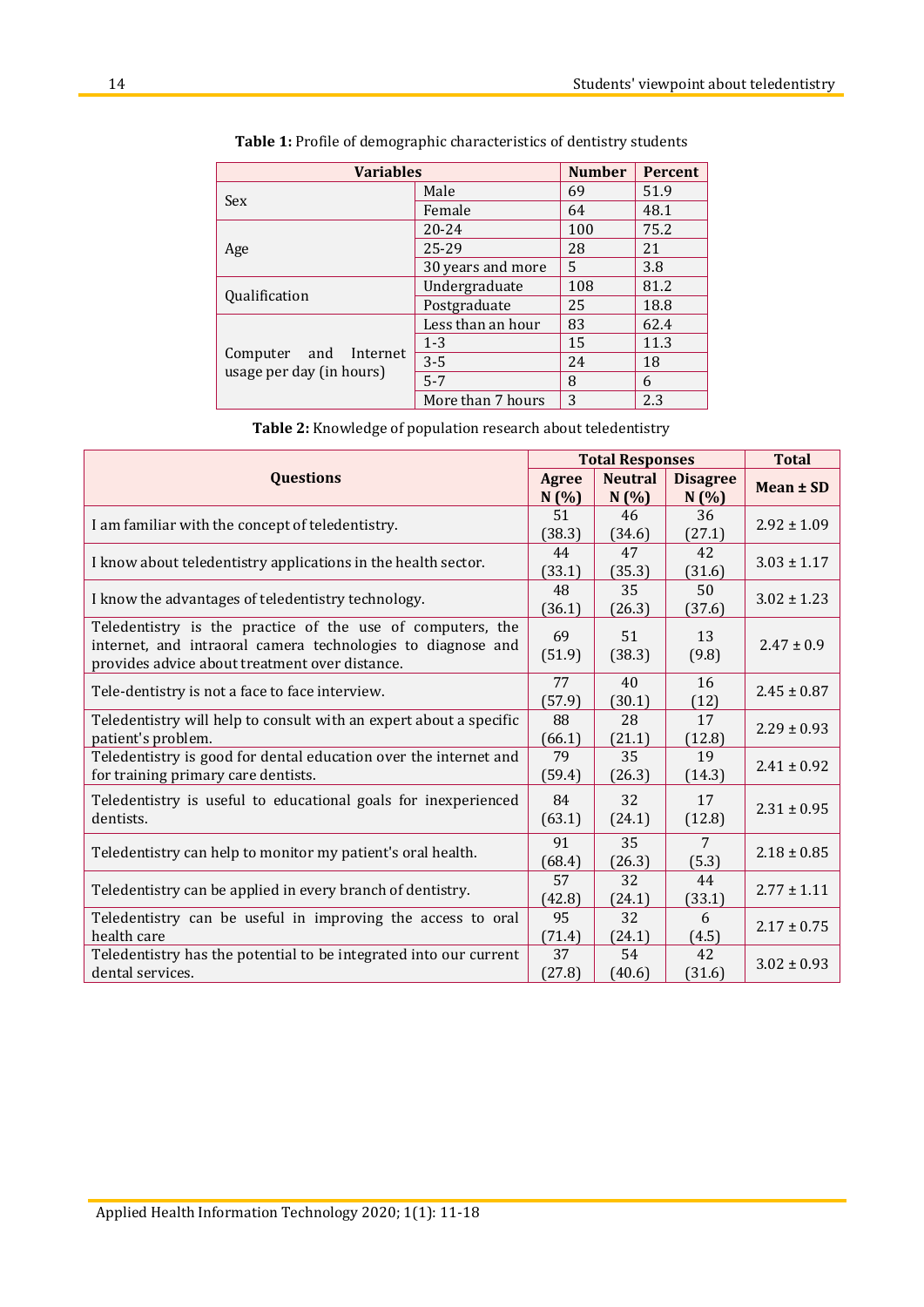**Table 1:** Profile of demographic characteristics of dentistry students

| Variables | | Number | Percent |
|---|---|---|---|
| Sex | Male | 69 | 51.9 |
| | Female | 64 | 48.1 |
| Age | 20-24 | 100 | 75.2 |
| | 25-29 | 28 | 21 |
| | 30 years and more | 5 | 3.8 |
| Qualification | Undergraduate | 108 | 81.2 |
| | Postgraduate | 25 | 18.8 |
| Computer and Internet usage per day (in hours) | Less than an hour | 83 | 62.4 |
| | 1-3 | 15 | 11.3 |
| | 3-5 | 24 | 18 |
| | 5-7 | 8 | 6 |
| | More than 7 hours | 3 | 2.3 |

**Table 2:** Knowledge of population research about teledentistry

| Questions | Total Responses | | | Total |
|---|---|---|---|---|
| | Agree N (%) | Neutral N (%) | Disagree N (%) | Mean ± SD |
| I am familiar with the concept of teledentistry. | 51 (38.3) | 46 (34.6) | 36 (27.1) | 2.92 ± 1.09 |
| I know about teledentistry applications in the health sector. | 44 (33.1) | 47 (35.3) | 42 (31.6) | 3.03 ± 1.17 |
| I know the advantages of teledentistry technology. | 48 (36.1) | 35 (26.3) | 50 (37.6) | 3.02 ± 1.23 |
| Teledentistry is the practice of the use of computers, the internet, and intraoral camera technologies to diagnose and provides advice about treatment over distance. | 69 (51.9) | 51 (38.3) | 13 (9.8) | 2.47 ± 0.9 |
| Tele-dentistry is not a face to face interview. | 77 (57.9) | 40 (30.1) | 16 (12) | 2.45 ± 0.87 |
| Teledentistry will help to consult with an expert about a specific patient's problem. | 88 (66.1) | 28 (21.1) | 17 (12.8) | 2.29 ± 0.93 |
| Teledentistry is good for dental education over the internet and for training primary care dentists. | 79 (59.4) | 35 (26.3) | 19 (14.3) | 2.41 ± 0.92 |
| Teledentistry is useful to educational goals for inexperienced dentists. | 84 (63.1) | 32 (24.1) | 17 (12.8) | 2.31 ± 0.95 |
| Teledentistry can help to monitor my patient's oral health. | 91 (68.4) | 35 (26.3) | 7 (5.3) | 2.18 ± 0.85 |
| Teledentistry can be applied in every branch of dentistry. | 57 (42.8) | 32 (24.1) | 44 (33.1) | 2.77 ± 1.11 |
| Teledentistry can be useful in improving the access to oral health care | 95 (71.4) | 32 (24.1) | 6 (4.5) | 2.17 ± 0.75 |
| Teledentistry has the potential to be integrated into our current dental services. | 37 (27.8) | 54 (40.6) | 42 (31.6) | 3.02 ± 0.93 |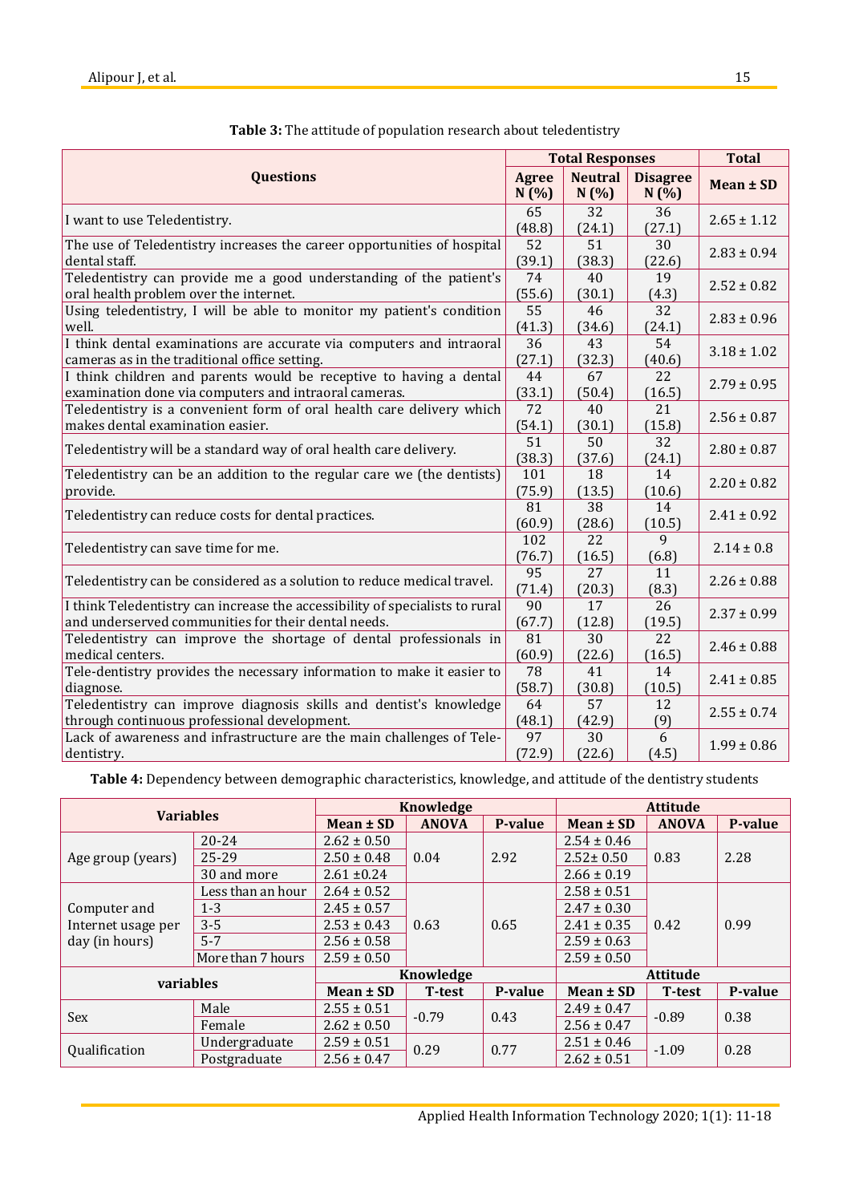**Table 3:** The attitude of population research about teledentistry

| Questions | Total Responses | | | Total |
|---|---|---|---|---|
| | Agree N (%) | Neutral N (%) | Disagree N (%) | Mean ± SD |
| I want to use Teledentistry. | 65 (48.8) | 32 (24.1) | 36 (27.1) | 2.65 ± 1.12 |
| The use of Teledentistry increases the career opportunities of hospital dental staff. | 52 (39.1) | 51 (38.3) | 30 (22.6) | 2.83 ± 0.94 |
| Teledentistry can provide me a good understanding of the patient's oral health problem over the internet. | 74 (55.6) | 40 (30.1) | 19 (4.3) | 2.52 ± 0.82 |
| Using teledentistry, I will be able to monitor my patient's condition well. | 55 (41.3) | 46 (34.6) | 32 (24.1) | 2.83 ± 0.96 |
| I think dental examinations are accurate via computers and intraoral cameras as in the traditional office setting. | 36 (27.1) | 43 (32.3) | 54 (40.6) | 3.18 ± 1.02 |
| I think children and parents would be receptive to having a dental examination done via computers and intraoral cameras. | 44 (33.1) | 67 (50.4) | 22 (16.5) | 2.79 ± 0.95 |
| Teledentistry is a convenient form of oral health care delivery which makes dental examination easier. | 72 (54.1) | 40 (30.1) | 21 (15.8) | 2.56 ± 0.87 |
| Teledentistry will be a standard way of oral health care delivery. | 51 (38.3) | 50 (37.6) | 32 (24.1) | 2.80 ± 0.87 |
| Teledentistry can be an addition to the regular care we (the dentists) provide. | 101 (75.9) | 18 (13.5) | 14 (10.6) | 2.20 ± 0.82 |
| Teledentistry can reduce costs for dental practices. | 81 (60.9) | 38 (28.6) | 14 (10.5) | 2.41 ± 0.92 |
| Teledentistry can save time for me. | 102 (76.7) | 22 (16.5) | 9 (6.8) | 2.14 ± 0.8 |
| Teledentistry can be considered as a solution to reduce medical travel. | 95 (71.4) | 27 (20.3) | 11 (8.3) | 2.26 ± 0.88 |
| I think Teledentistry can increase the accessibility of specialists to rural and underserved communities for their dental needs. | 90 (67.7) | 17 (12.8) | 26 (19.5) | 2.37 ± 0.99 |
| Teledentistry can improve the shortage of dental professionals in medical centers. | 81 (60.9) | 30 (22.6) | 22 (16.5) | 2.46 ± 0.88 |
| Tele-dentistry provides the necessary information to make it easier to diagnose. | 78 (58.7) | 41 (30.8) | 14 (10.5) | 2.41 ± 0.85 |
| Teledentistry can improve diagnosis skills and dentist's knowledge through continuous professional development. | 64 (48.1) | 57 (42.9) | 12 (9) | 2.55 ± 0.74 |
| Lack of awareness and infrastructure are the main challenges of Tele-dentistry. | 97 (72.9) | 30 (22.6) | 6 (4.5) | 1.99 ± 0.86 |

**Table 4:** Dependency between demographic characteristics, knowledge, and attitude of the dentistry students

| Variables | | Knowledge | | | Attitude | | |
|---|---|---|---|---|---|---|---|
| | | Mean ± SD | ANOVA | P-value | Mean ± SD | ANOVA | P-value |
| Age group (years) | 20-24 | 2.62 ± 0.50 | 0.04 | 2.92 | 2.54 ± 0.46 | 0.83 | 2.28 |
| | 25-29 | 2.50 ± 0.48 | | | 2.52± 0.50 | | |
| | 30 and more | 2.61 ±0.24 | | | 2.66 ± 0.19 | | |
| Computer and Internet usage per day (in hours) | Less than an hour | 2.64 ± 0.52 | 0.63 | 0.65 | 2.58 ± 0.51 | 0.42 | 0.99 |
| | 1-3 | 2.45 ± 0.57 | | | 2.47 ± 0.30 | | |
| | 3-5 | 2.53 ± 0.43 | | | 2.41 ± 0.35 | | |
| | 5-7 | 2.56 ± 0.58 | | | 2.59 ± 0.63 | | |
| | More than 7 hours | 2.59 ± 0.50 | | | 2.59 ± 0.50 | | |
| variables | | Knowledge | | | Attitude | | |
| | | Mean ± SD | T-test | P-value | Mean ± SD | T-test | P-value |
| Sex | Male | 2.55 ± 0.51 | -0.79 | 0.43 | 2.49 ± 0.47 | -0.89 | 0.38 |
| | Female | 2.62 ± 0.50 | | | 2.56 ± 0.47 | | |
| Qualification | Undergraduate | 2.59 ± 0.51 | 0.29 | 0.77 | 2.51 ± 0.46 | -1.09 | 0.28 |
| | Postgraduate | 2.56 ± 0.47 | | | 2.62 ± 0.51 | | |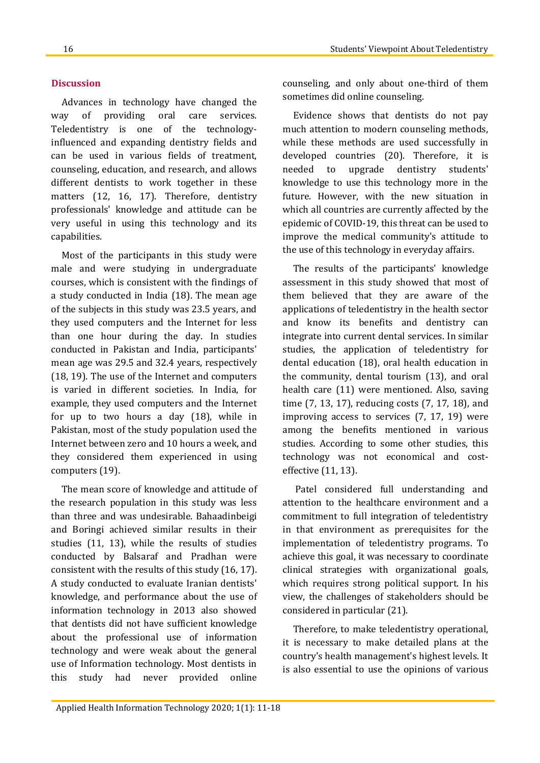## Discussion

Advances in technology have changed the way of providing oral care services. Teledentistry is one of the technology-influenced and expanding dentistry fields and can be used in various fields of treatment, counseling, education, and research, and allows different dentists to work together in these matters (12, 16, 17). Therefore, dentistry professionals' knowledge and attitude can be very useful in using this technology and its capabilities.

Most of the participants in this study were male and were studying in undergraduate courses, which is consistent with the findings of a study conducted in India (18). The mean age of the subjects in this study was 23.5 years, and they used computers and the Internet for less than one hour during the day. In studies conducted in Pakistan and India, participants' mean age was 29.5 and 32.4 years, respectively (18, 19). The use of the Internet and computers is varied in different societies. In India, for example, they used computers and the Internet for up to two hours a day (18), while in Pakistan, most of the study population used the Internet between zero and 10 hours a week, and they considered them experienced in using computers (19).

The mean score of knowledge and attitude of the research population in this study was less than three and was undesirable. Bahaadinbeigi and Boringi achieved similar results in their studies (11, 13), while the results of studies conducted by Balsaraf and Pradhan were consistent with the results of this study (16, 17). A study conducted to evaluate Iranian dentists' knowledge, and performance about the use of information technology in 2013 also showed that dentists did not have sufficient knowledge about the professional use of information technology and were weak about the general use of Information technology. Most dentists in this study had never provided online counseling, and only about one-third of them sometimes did online counseling.

Evidence shows that dentists do not pay much attention to modern counseling methods, while these methods are used successfully in developed countries (20). Therefore, it is needed to upgrade dentistry students' knowledge to use this technology more in the future. However, with the new situation in which all countries are currently affected by the epidemic of COVID-19, this threat can be used to improve the medical community's attitude to the use of this technology in everyday affairs.

The results of the participants' knowledge assessment in this study showed that most of them believed that they are aware of the applications of teledentistry in the health sector and know its benefits and dentistry can integrate into current dental services. In similar studies, the application of teledentistry for dental education (18), oral health education in the community, dental tourism (13), and oral health care (11) were mentioned. Also, saving time (7, 13, 17), reducing costs (7, 17, 18), and improving access to services (7, 17, 19) were among the benefits mentioned in various studies. According to some other studies, this technology was not economical and cost-effective (11, 13).

Patel considered full understanding and attention to the healthcare environment and a commitment to full integration of teledentistry in that environment as prerequisites for the implementation of teledentistry programs. To achieve this goal, it was necessary to coordinate clinical strategies with organizational goals, which requires strong political support. In his view, the challenges of stakeholders should be considered in particular (21).

Therefore, to make teledentistry operational, it is necessary to make detailed plans at the country's health management's highest levels. It is also essential to use the opinions of various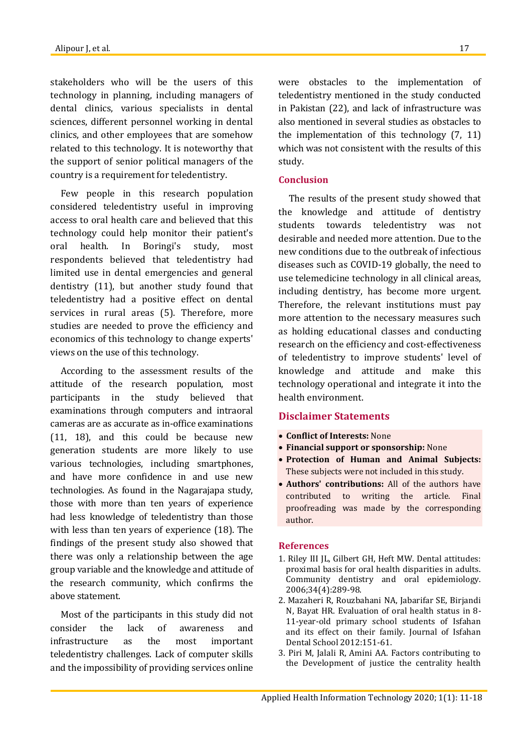stakeholders who will be the users of this technology in planning, including managers of dental clinics, various specialists in dental sciences, different personnel working in dental clinics, and other employees that are somehow related to this technology. It is noteworthy that the support of senior political managers of the country is a requirement for teledentistry.

Few people in this research population considered teledentistry useful in improving access to oral health care and believed that this technology could help monitor their patient's oral health. In Boringi's study, most respondents believed that teledentistry had limited use in dental emergencies and general dentistry (11), but another study found that teledentistry had a positive effect on dental services in rural areas (5). Therefore, more studies are needed to prove the efficiency and economics of this technology to change experts' views on the use of this technology.

According to the assessment results of the attitude of the research population, most participants in the study believed that examinations through computers and intraoral cameras are as accurate as in-office examinations (11, 18), and this could be because new generation students are more likely to use various technologies, including smartphones, and have more confidence in and use new technologies. As found in the Nagarajapa study, those with more than ten years of experience had less knowledge of teledentistry than those with less than ten years of experience (18). The findings of the present study also showed that there was only a relationship between the age group variable and the knowledge and attitude of the research community, which confirms the above statement.

Most of the participants in this study did not consider the lack of awareness and infrastructure as the most important teledentistry challenges. Lack of computer skills and the impossibility of providing services online were obstacles to the implementation of teledentistry mentioned in the study conducted in Pakistan (22), and lack of infrastructure was also mentioned in several studies as obstacles to the implementation of this technology (7, 11) which was not consistent with the results of this study.

## Conclusion

The results of the present study showed that the knowledge and attitude of dentistry students towards teledentistry was not desirable and needed more attention. Due to the new conditions due to the outbreak of infectious diseases such as COVID-19 globally, the need to use telemedicine technology in all clinical areas, including dentistry, has become more urgent. Therefore, the relevant institutions must pay more attention to the necessary measures such as holding educational classes and conducting research on the efficiency and cost-effectiveness of teledentistry to improve students' level of knowledge and attitude and make this technology operational and integrate it into the health environment.

## Disclaimer Statements

- **Conflict of Interests:** None
- **Financial support or sponsorship:** None
- **Protection of Human and Animal Subjects:** These subjects were not included in this study.
- **Authors' contributions:** All of the authors have contributed to writing the article. Final proofreading was made by the corresponding author.

## References

1. Riley III JL, Gilbert GH, Heft MW. Dental attitudes: proximal basis for oral health disparities in adults. Community dentistry and oral epidemiology. 2006;34(4):289-98.
2. Mazaheri R, Rouzbahani NA, Jabarifar SE, Birjandi N, Bayat HR. Evaluation of oral health status in 8-11-year-old primary school students of Isfahan and its effect on their family. Journal of Isfahan Dental School 2012:151-61.
3. Piri M, Jalali R, Amini AA. Factors contributing to the Development of justice the centrality health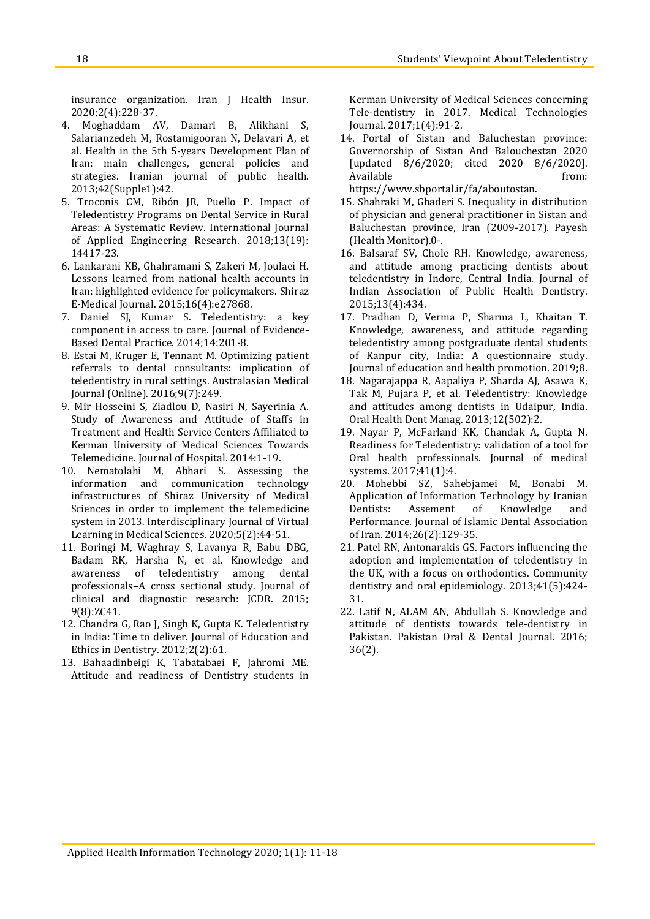insurance organization. Iran J Health Insur. 2020;2(4):228-37.

4. Moghaddam AV, Damari B, Alikhani S, Salarianzedeh M, Rostamigooran N, Delavari A, et al. Health in the 5th 5-years Development Plan of Iran: main challenges, general policies and strategies. Iranian journal of public health. 2013;42(Supple1):42.
5. Troconis CM, Ribón JR, Puello P. Impact of Teledentistry Programs on Dental Service in Rural Areas: A Systematic Review. International Journal of Applied Engineering Research. 2018;13(19): 14417-23.
6. Lankarani KB, Ghahramani S, Zakeri M, Joulaei H. Lessons learned from national health accounts in Iran: highlighted evidence for policymakers. Shiraz E-Medical Journal. 2015;16(4):e27868.
7. Daniel SJ, Kumar S. Teledentistry: a key component in access to care. Journal of Evidence-Based Dental Practice. 2014;14:201-8.
8. Estai M, Kruger E, Tennant M. Optimizing patient referrals to dental consultants: implication of teledentistry in rural settings. Australasian Medical Journal (Online). 2016;9(7):249.
9. Mir Hosseini S, Ziadlou D, Nasiri N, Sayerinia A. Study of Awareness and Attitude of Staffs in Treatment and Health Service Centers Affiliated to Kerman University of Medical Sciences Towards Telemedicine. Journal of Hospital. 2014:1-19.
10. Nematolahi M, Abhari S. Assessing the information and communication technology infrastructures of Shiraz University of Medical Sciences in order to implement the telemedicine system in 2013. Interdisciplinary Journal of Virtual Learning in Medical Sciences. 2020;5(2):44-51.
11. Boringi M, Waghray S, Lavanya R, Babu DBG, Badam RK, Harsha N, et al. Knowledge and awareness of teledentistry among dental professionals–A cross sectional study. Journal of clinical and diagnostic research: JCDR. 2015; 9(8):ZC41.
12. Chandra G, Rao J, Singh K, Gupta K. Teledentistry in India: Time to deliver. Journal of Education and Ethics in Dentistry. 2012;2(2):61.
13. Bahaadinbeigi K, Tabatabaei F, Jahromi ME. Attitude and readiness of Dentistry students in Kerman University of Medical Sciences concerning Tele-dentistry in 2017. Medical Technologies Journal. 2017;1(4):91-2.
14. Portal of Sistan and Baluchestan province: Governorship of Sistan And Balouchestan 2020 [updated 8/6/2020; cited 2020 8/6/2020]. Available from: https://www.sbportal.ir/fa/aboutostan.
15. Shahraki M, Ghaderi S. Inequality in distribution of physician and general practitioner in Sistan and Baluchestan province, Iran (2009-2017). Payesh (Health Monitor).0-.
16. Balsaraf SV, Chole RH. Knowledge, awareness, and attitude among practicing dentists about teledentistry in Indore, Central India. Journal of Indian Association of Public Health Dentistry. 2015;13(4):434.
17. Pradhan D, Verma P, Sharma L, Khaitan T. Knowledge, awareness, and attitude regarding teledentistry among postgraduate dental students of Kanpur city, India: A questionnaire study. Journal of education and health promotion. 2019;8.
18. Nagarajappa R, Aapaliya P, Sharda AJ, Asawa K, Tak M, Pujara P, et al. Teledentistry: Knowledge and attitudes among dentists in Udaipur, India. Oral Health Dent Manag. 2013;12(502):2.
19. Nayar P, McFarland KK, Chandak A, Gupta N. Readiness for Teledentistry: validation of a tool for Oral health professionals. Journal of medical systems. 2017;41(1):4.
20. Mohebbi SZ, Sahebjamei M, Bonabi M. Application of Information Technology by Iranian Dentists: Assement of Knowledge and Performance. Journal of Islamic Dental Association of Iran. 2014;26(2):129-35.
21. Patel RN, Antonarakis GS. Factors influencing the adoption and implementation of teledentistry in the UK, with a focus on orthodontics. Community dentistry and oral epidemiology. 2013;41(5):424-31.
22. Latif N, ALAM AN, Abdullah S. Knowledge and attitude of dentists towards tele-dentistry in Pakistan. Pakistan Oral & Dental Journal. 2016; 36(2).